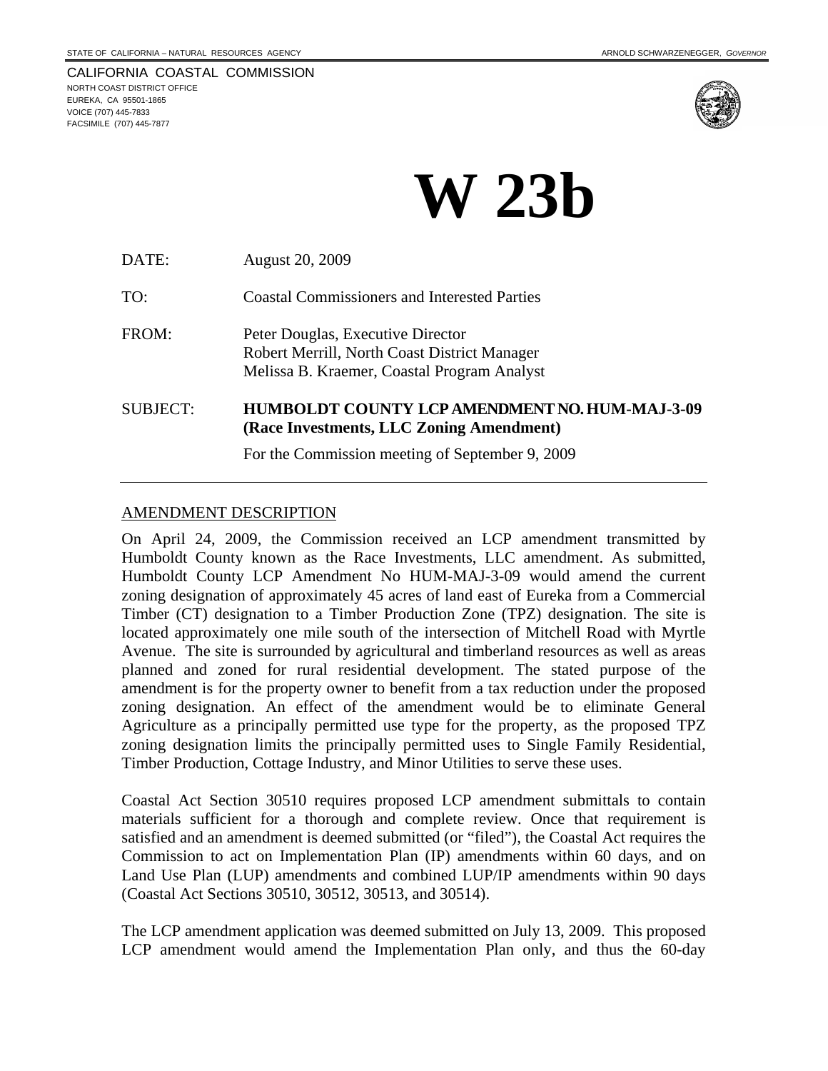STATE OF CALIFORNIA – NATURAL RESOURCES AGENCY ARNOLD SCHWARZENEGGER, *GOVERNOR*

CALIFORNIA COASTAL COMMISSION
NORTH COAST DISTRICT OFFICE
EUREKA, CA 95501-1865
VOICE (707) 445-7833
FACSIMILE (707) 445-7877

# W 23b

DATE: August 20, 2009

TO: Coastal Commissioners and Interested Parties

FROM: Peter Douglas, Executive Director
Robert Merrill, North Coast District Manager
Melissa B. Kraemer, Coastal Program Analyst

SUBJECT: **HUMBOLDT COUNTY LCP AMENDMENT NO. HUM-MAJ-3-09 (Race Investments, LLC Zoning Amendment)**

For the Commission meeting of September 9, 2009

---

## AMENDMENT DESCRIPTION

On April 24, 2009, the Commission received an LCP amendment transmitted by Humboldt County known as the Race Investments, LLC amendment. As submitted, Humboldt County LCP Amendment No HUM-MAJ-3-09 would amend the current zoning designation of approximately 45 acres of land east of Eureka from a Commercial Timber (CT) designation to a Timber Production Zone (TPZ) designation. The site is located approximately one mile south of the intersection of Mitchell Road with Myrtle Avenue. The site is surrounded by agricultural and timberland resources as well as areas planned and zoned for rural residential development. The stated purpose of the amendment is for the property owner to benefit from a tax reduction under the proposed zoning designation. An effect of the amendment would be to eliminate General Agriculture as a principally permitted use type for the property, as the proposed TPZ zoning designation limits the principally permitted uses to Single Family Residential, Timber Production, Cottage Industry, and Minor Utilities to serve these uses.

Coastal Act Section 30510 requires proposed LCP amendment submittals to contain materials sufficient for a thorough and complete review. Once that requirement is satisfied and an amendment is deemed submitted (or "filed"), the Coastal Act requires the Commission to act on Implementation Plan (IP) amendments within 60 days, and on Land Use Plan (LUP) amendments and combined LUP/IP amendments within 90 days (Coastal Act Sections 30510, 30512, 30513, and 30514).

The LCP amendment application was deemed submitted on July 13, 2009. This proposed LCP amendment would amend the Implementation Plan only, and thus the 60-day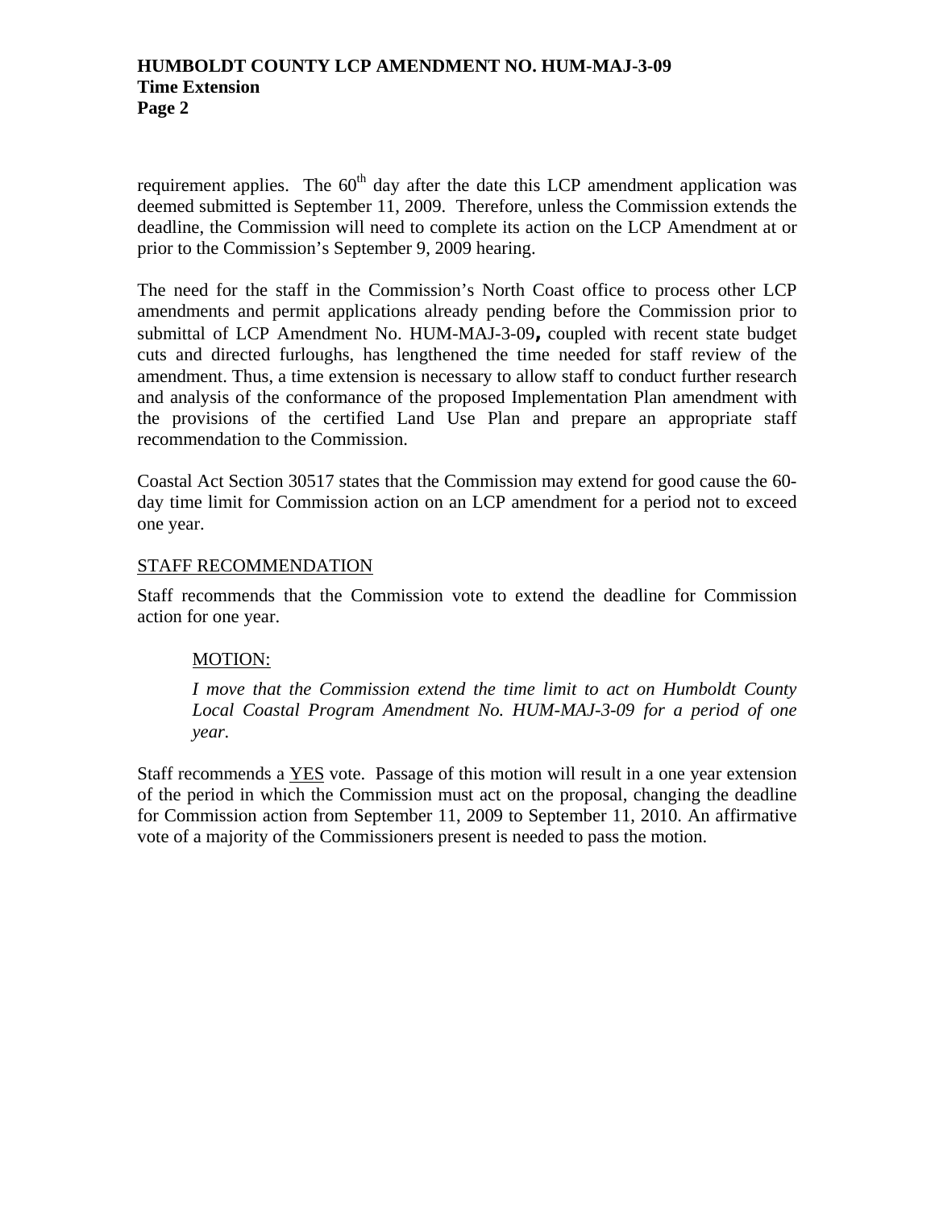requirement applies. The $60^{th}$ day after the date this LCP amendment application was deemed submitted is September 11, 2009. Therefore, unless the Commission extends the deadline, the Commission will need to complete its action on the LCP Amendment at or prior to the Commission's September 9, 2009 hearing.

The need for the staff in the Commission's North Coast office to process other LCP amendments and permit applications already pending before the Commission prior to submittal of LCP Amendment No. HUM-MAJ-3-09, coupled with recent state budget cuts and directed furloughs, has lengthened the time needed for staff review of the amendment. Thus, a time extension is necessary to allow staff to conduct further research and analysis of the conformance of the proposed Implementation Plan amendment with the provisions of the certified Land Use Plan and prepare an appropriate staff recommendation to the Commission.

Coastal Act Section 30517 states that the Commission may extend for good cause the 60-day time limit for Commission action on an LCP amendment for a period not to exceed one year.

STAFF RECOMMENDATION

Staff recommends that the Commission vote to extend the deadline for Commission action for one year.

MOTION:

*I move that the Commission extend the time limit to act on Humboldt County Local Coastal Program Amendment No. HUM-MAJ-3-09 for a period of one year.*

Staff recommends a YES vote. Passage of this motion will result in a one year extension of the period in which the Commission must act on the proposal, changing the deadline for Commission action from September 11, 2009 to September 11, 2010. An affirmative vote of a majority of the Commissioners present is needed to pass the motion.